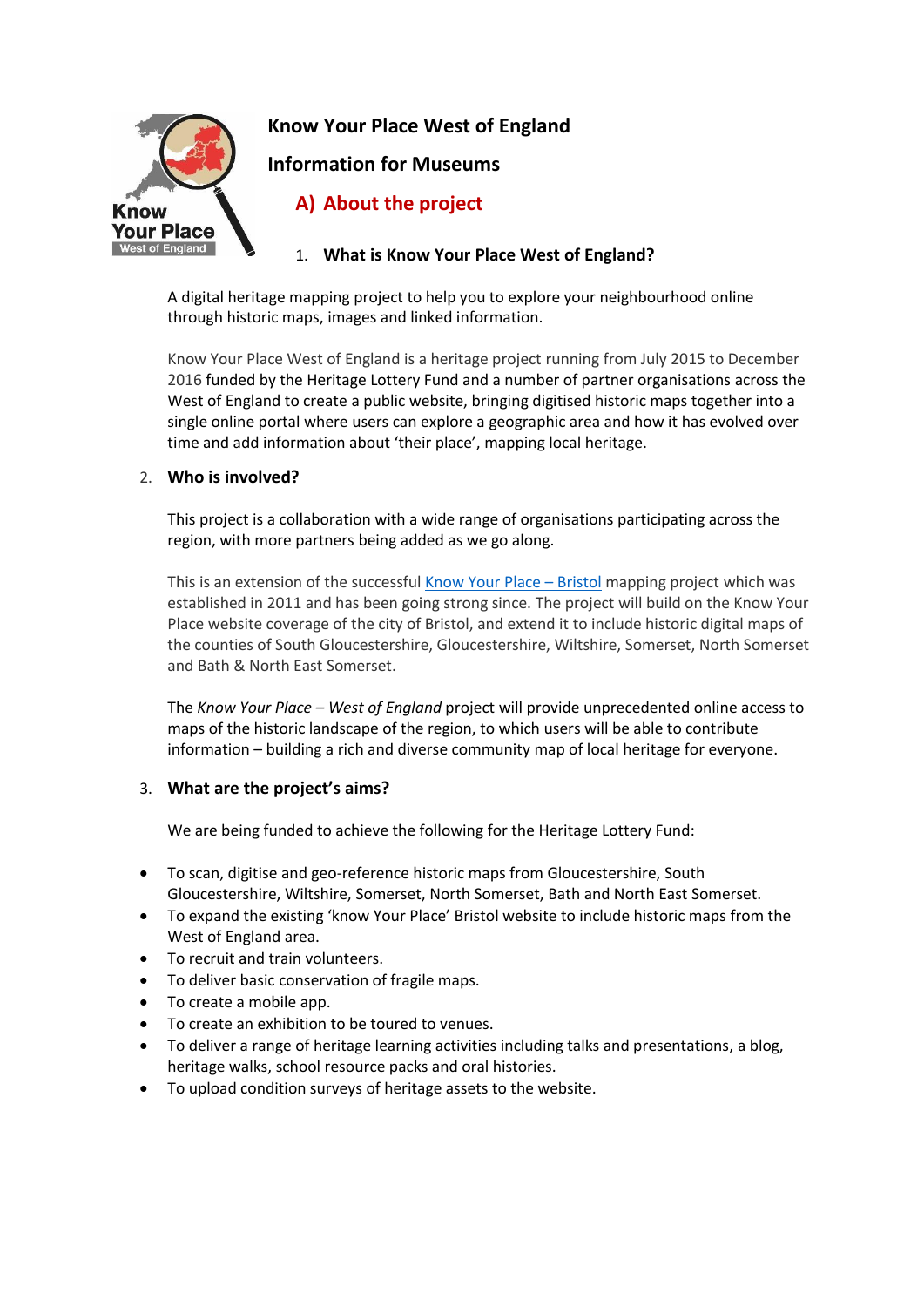# Know Your Place West of England

## Information for Museums

## A) About the project

### 1. What is Know Your Place West of England?

A digital heritage mapping project to help you to explore your neighbourhood online through historic maps, images and linked information.

Know Your Place West of England is a heritage project running from July 2015 to December 2016 funded by the Heritage Lottery Fund and a number of partner organisations across the West of England to create a public website, bringing digitised historic maps together into a single online portal where users can explore a geographic area and how it has evolved over time and add information about 'their place', mapping local heritage.

### 2. Who is involved?

This project is a collaboration with a wide range of organisations participating across the region, with more partners being added as we go along.

This is an extension of the successful Know Your Place – Bristol mapping project which was established in 2011 and has been going strong since. The project will build on the Know Your Place website coverage of the city of Bristol, and extend it to include historic digital maps of the counties of South Gloucestershire, Gloucestershire, Wiltshire, Somerset, North Somerset and Bath & North East Somerset.

The *Know Your Place – West of England* project will provide unprecedented online access to maps of the historic landscape of the region, to which users will be able to contribute information – building a rich and diverse community map of local heritage for everyone.

### 3. What are the project's aims?

We are being funded to achieve the following for the Heritage Lottery Fund:

- To scan, digitise and geo-reference historic maps from Gloucestershire, South Gloucestershire, Wiltshire, Somerset, North Somerset, Bath and North East Somerset.
- To expand the existing 'know Your Place' Bristol website to include historic maps from the West of England area.
- To recruit and train volunteers.
- To deliver basic conservation of fragile maps.
- To create a mobile app.
- To create an exhibition to be toured to venues.
- To deliver a range of heritage learning activities including talks and presentations, a blog, heritage walks, school resource packs and oral histories.
- To upload condition surveys of heritage assets to the website.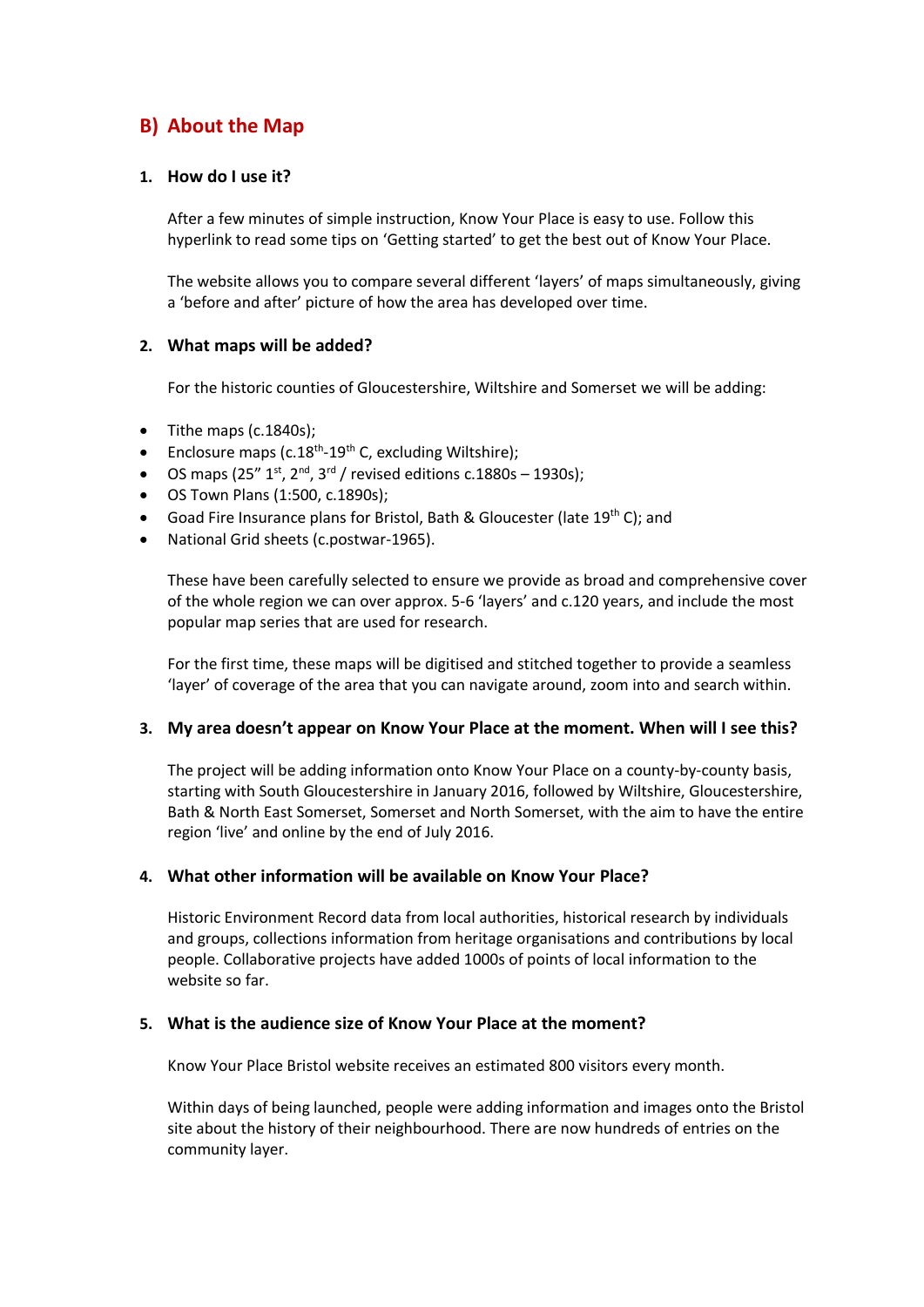## B) About the Map

### 1. How do I use it?

After a few minutes of simple instruction, Know Your Place is easy to use. Follow this hyperlink to read some tips on 'Getting started' to get the best out of Know Your Place.

The website allows you to compare several different 'layers' of maps simultaneously, giving a 'before and after' picture of how the area has developed over time.

### 2. What maps will be added?

For the historic counties of Gloucestershire, Wiltshire and Somerset we will be adding:

- Tithe maps (c.1840s);
- Enclosure maps (c.18th-19th C, excluding Wiltshire);
- OS maps (25" 1st, 2nd, 3rd / revised editions c.1880s – 1930s);
- OS Town Plans (1:500, c.1890s);
- Goad Fire Insurance plans for Bristol, Bath & Gloucester (late 19th C); and
- National Grid sheets (c.postwar-1965).

These have been carefully selected to ensure we provide as broad and comprehensive cover of the whole region we can over approx. 5-6 'layers' and c.120 years, and include the most popular map series that are used for research.

For the first time, these maps will be digitised and stitched together to provide a seamless 'layer' of coverage of the area that you can navigate around, zoom into and search within.

### 3. My area doesn't appear on Know Your Place at the moment. When will I see this?

The project will be adding information onto Know Your Place on a county-by-county basis, starting with South Gloucestershire in January 2016, followed by Wiltshire, Gloucestershire, Bath & North East Somerset, Somerset and North Somerset, with the aim to have the entire region 'live' and online by the end of July 2016.

### 4. What other information will be available on Know Your Place?

Historic Environment Record data from local authorities, historical research by individuals and groups, collections information from heritage organisations and contributions by local people. Collaborative projects have added 1000s of points of local information to the website so far.

### 5. What is the audience size of Know Your Place at the moment?

Know Your Place Bristol website receives an estimated 800 visitors every month.

Within days of being launched, people were adding information and images onto the Bristol site about the history of their neighbourhood. There are now hundreds of entries on the community layer.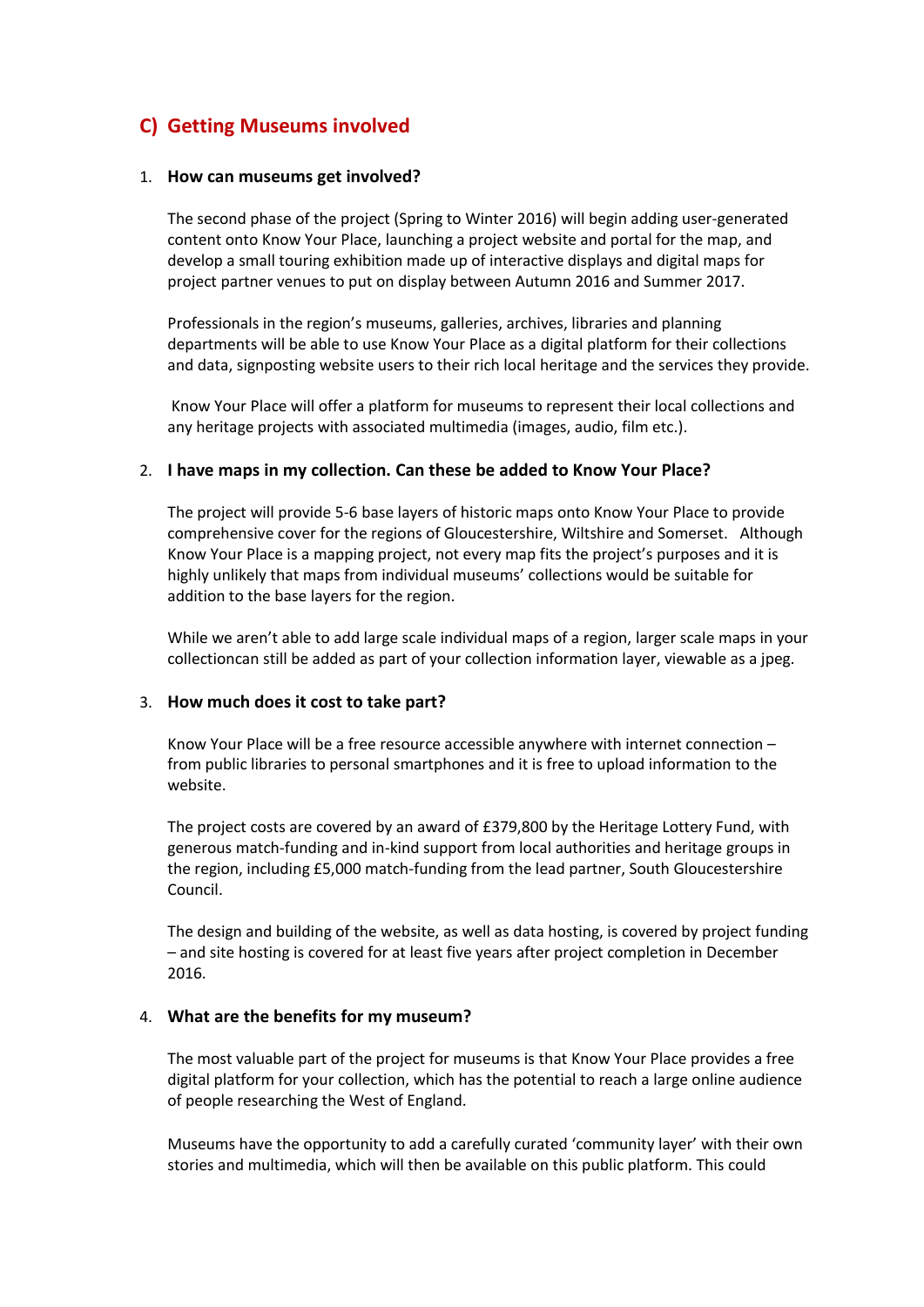## C) Getting Museums involved

1. **How can museums get involved?**

   The second phase of the project (Spring to Winter 2016) will begin adding user-generated content onto Know Your Place, launching a project website and portal for the map, and develop a small touring exhibition made up of interactive displays and digital maps for project partner venues to put on display between Autumn 2016 and Summer 2017.

   Professionals in the region's museums, galleries, archives, libraries and planning departments will be able to use Know Your Place as a digital platform for their collections and data, signposting website users to their rich local heritage and the services they provide.

   Know Your Place will offer a platform for museums to represent their local collections and any heritage projects with associated multimedia (images, audio, film etc.).

2. **I have maps in my collection. Can these be added to Know Your Place?**

   The project will provide 5-6 base layers of historic maps onto Know Your Place to provide comprehensive cover for the regions of Gloucestershire, Wiltshire and Somerset. Although Know Your Place is a mapping project, not every map fits the project's purposes and it is highly unlikely that maps from individual museums' collections would be suitable for addition to the base layers for the region.

   While we aren't able to add large scale individual maps of a region, larger scale maps in your collectioncan still be added as part of your collection information layer, viewable as a jpeg.

3. **How much does it cost to take part?**

   Know Your Place will be a free resource accessible anywhere with internet connection – from public libraries to personal smartphones and it is free to upload information to the website.

   The project costs are covered by an award of £379,800 by the Heritage Lottery Fund, with generous match-funding and in-kind support from local authorities and heritage groups in the region, including £5,000 match-funding from the lead partner, South Gloucestershire Council.

   The design and building of the website, as well as data hosting, is covered by project funding – and site hosting is covered for at least five years after project completion in December 2016.

4. **What are the benefits for my museum?**

   The most valuable part of the project for museums is that Know Your Place provides a free digital platform for your collection, which has the potential to reach a large online audience of people researching the West of England.

   Museums have the opportunity to add a carefully curated 'community layer' with their own stories and multimedia, which will then be available on this public platform. This could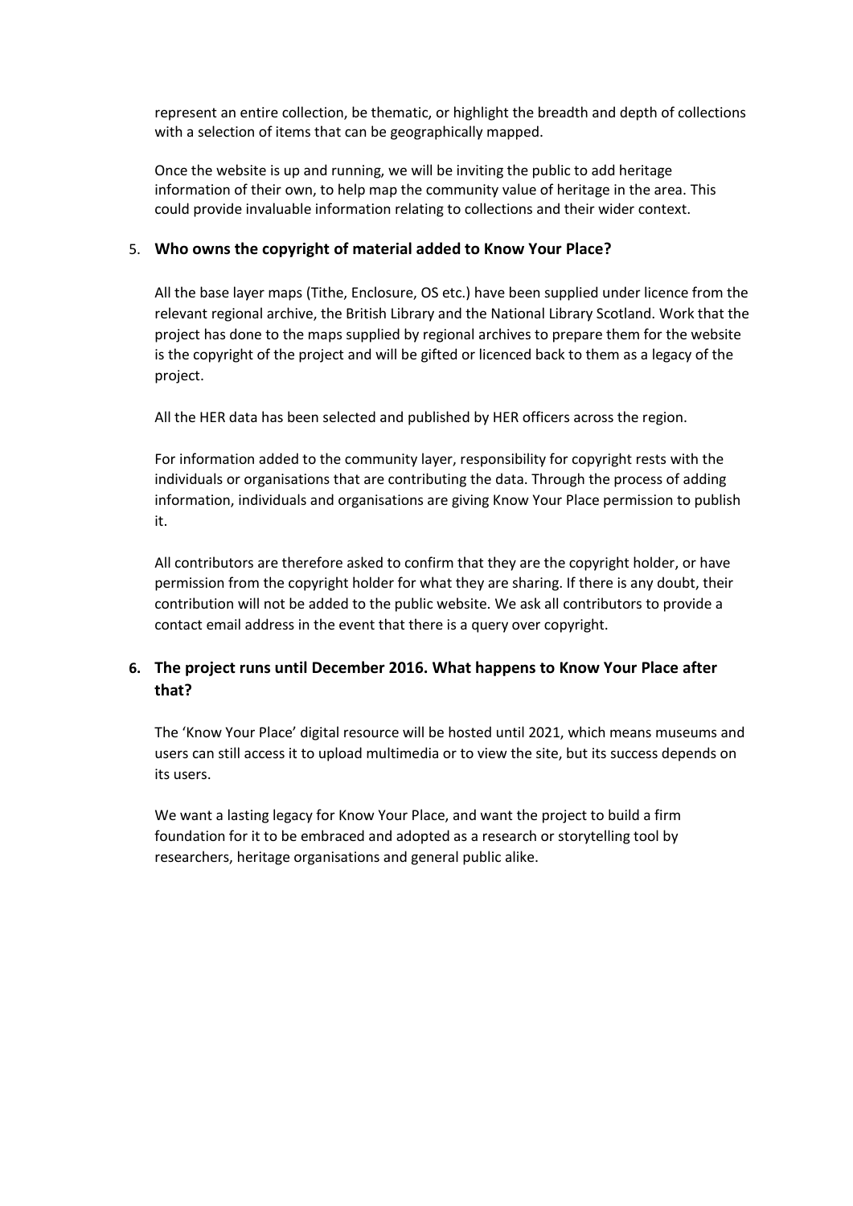represent an entire collection, be thematic, or highlight the breadth and depth of collections with a selection of items that can be geographically mapped.

Once the website is up and running, we will be inviting the public to add heritage information of their own, to help map the community value of heritage in the area. This could provide invaluable information relating to collections and their wider context.

5. **Who owns the copyright of material added to Know Your Place?**

All the base layer maps (Tithe, Enclosure, OS etc.) have been supplied under licence from the relevant regional archive, the British Library and the National Library Scotland. Work that the project has done to the maps supplied by regional archives to prepare them for the website is the copyright of the project and will be gifted or licenced back to them as a legacy of the project.

All the HER data has been selected and published by HER officers across the region.

For information added to the community layer, responsibility for copyright rests with the individuals or organisations that are contributing the data. Through the process of adding information, individuals and organisations are giving Know Your Place permission to publish it.

All contributors are therefore asked to confirm that they are the copyright holder, or have permission from the copyright holder for what they are sharing. If there is any doubt, their contribution will not be added to the public website. We ask all contributors to provide a contact email address in the event that there is a query over copyright.

6. **The project runs until December 2016. What happens to Know Your Place after that?**

The 'Know Your Place' digital resource will be hosted until 2021, which means museums and users can still access it to upload multimedia or to view the site, but its success depends on its users.

We want a lasting legacy for Know Your Place, and want the project to build a firm foundation for it to be embraced and adopted as a research or storytelling tool by researchers, heritage organisations and general public alike.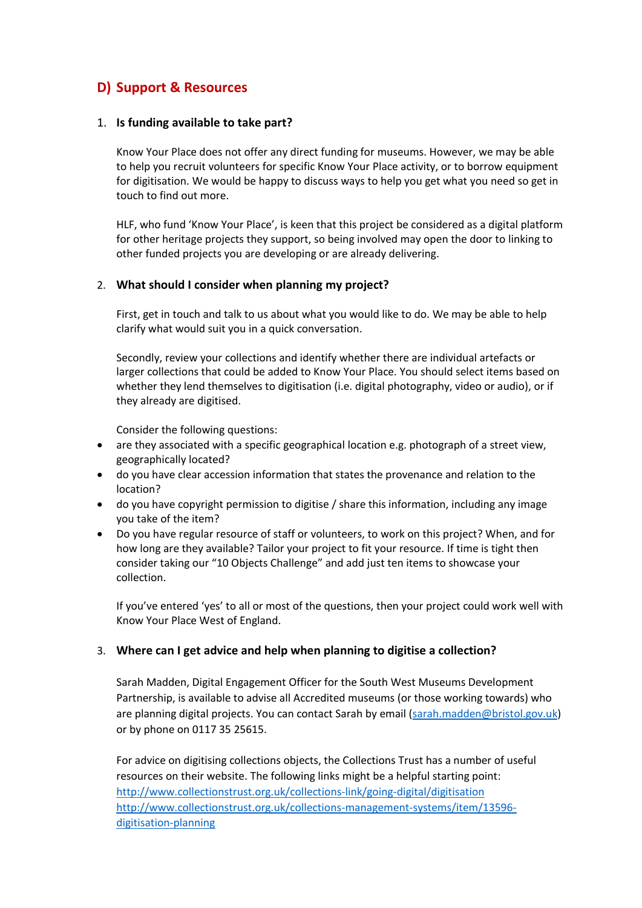## D) Support & Resources

1. **Is funding available to take part?**

   Know Your Place does not offer any direct funding for museums. However, we may be able to help you recruit volunteers for specific Know Your Place activity, or to borrow equipment for digitisation. We would be happy to discuss ways to help you get what you need so get in touch to find out more.

   HLF, who fund 'Know Your Place', is keen that this project be considered as a digital platform for other heritage projects they support, so being involved may open the door to linking to other funded projects you are developing or are already delivering.

2. **What should I consider when planning my project?**

   First, get in touch and talk to us about what you would like to do. We may be able to help clarify what would suit you in a quick conversation.

   Secondly, review your collections and identify whether there are individual artefacts or larger collections that could be added to Know Your Place. You should select items based on whether they lend themselves to digitisation (i.e. digital photography, video or audio), or if they already are digitised.

   Consider the following questions:

- are they associated with a specific geographical location e.g. photograph of a street view, geographically located?
- do you have clear accession information that states the provenance and relation to the location?
- do you have copyright permission to digitise / share this information, including any image you take of the item?
- Do you have regular resource of staff or volunteers, to work on this project? When, and for how long are they available? Tailor your project to fit your resource. If time is tight then consider taking our "10 Objects Challenge" and add just ten items to showcase your collection.

   If you've entered 'yes' to all or most of the questions, then your project could work well with Know Your Place West of England.

3. **Where can I get advice and help when planning to digitise a collection?**

   Sarah Madden, Digital Engagement Officer for the South West Museums Development Partnership, is available to advise all Accredited museums (or those working towards) who are planning digital projects. You can contact Sarah by email (sarah.madden@bristol.gov.uk) or by phone on 0117 35 25615.

   For advice on digitising collections objects, the Collections Trust has a number of useful resources on their website. The following links might be a helpful starting point:
   http://www.collectionstrust.org.uk/collections-link/going-digital/digitisation
   http://www.collectionstrust.org.uk/collections-management-systems/item/13596-digitisation-planning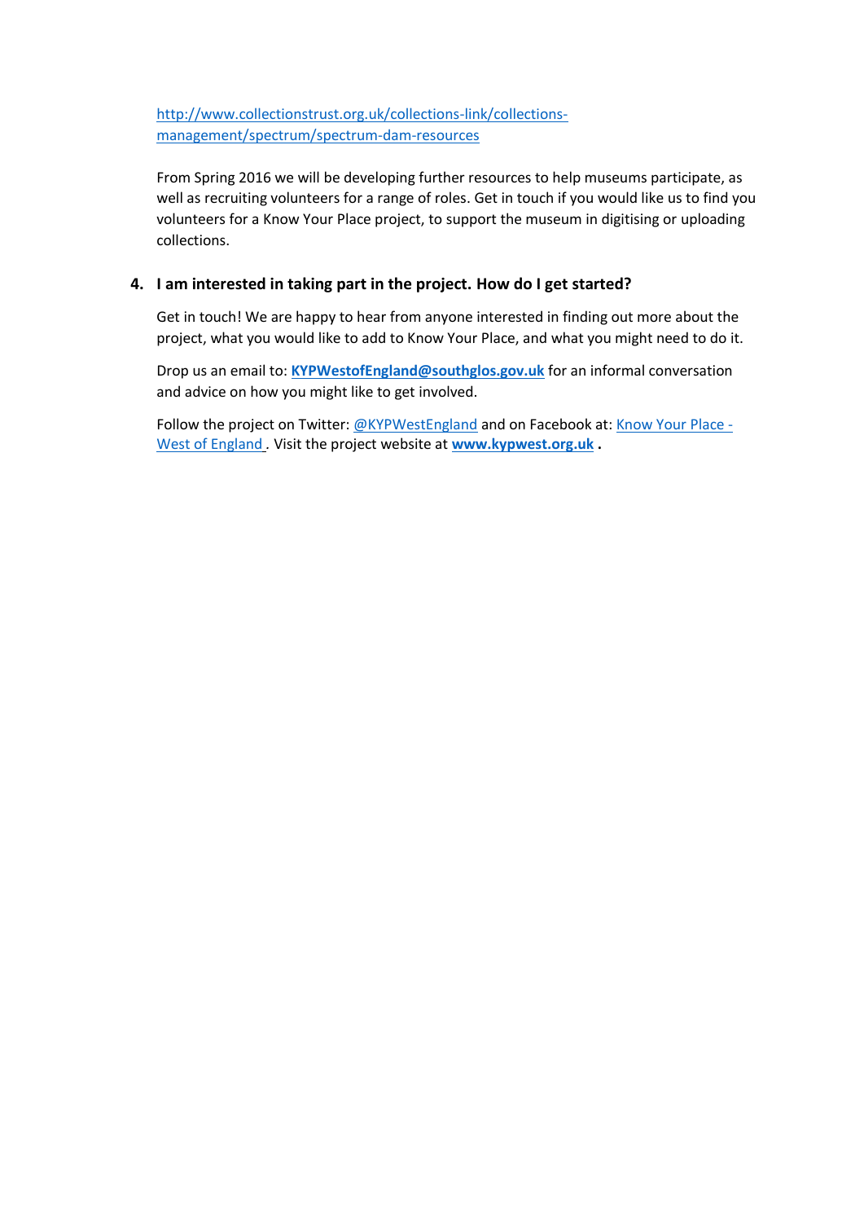http://www.collectionstrust.org.uk/collections-link/collections-management/spectrum/spectrum-dam-resources

From Spring 2016 we will be developing further resources to help museums participate, as well as recruiting volunteers for a range of roles. Get in touch if you would like us to find you volunteers for a Know Your Place project, to support the museum in digitising or uploading collections.

### 4. I am interested in taking part in the project. How do I get started?

Get in touch! We are happy to hear from anyone interested in finding out more about the project, what you would like to add to Know Your Place, and what you might need to do it.

Drop us an email to: **KYPWestofEngland@southglos.gov.uk** for an informal conversation and advice on how you might like to get involved.

Follow the project on Twitter: @KYPWestEngland and on Facebook at: Know Your Place - West of England . Visit the project website at **www.kypwest.org.uk .**